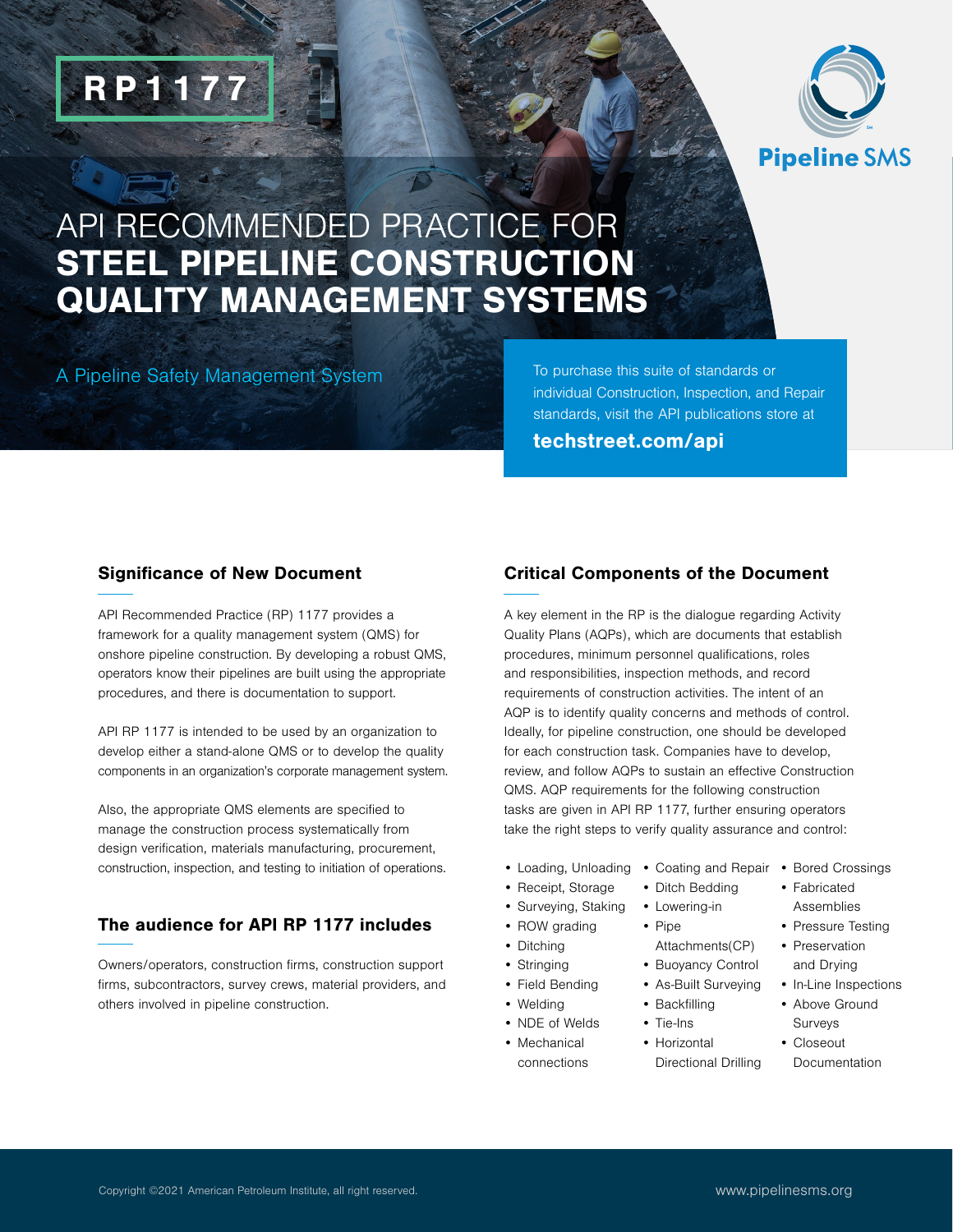RP1177

Pipeline SMS

# API RECOMMENDED PRACTICE FOR **STEEL PIPELINE CONSTRUCTION QUALITY MANAGEMENT SYSTEMS**

A Pipeline Safety Management System

To purchase this suite of standards or individual Construction, Inspection, and Repair standards, visit the API publications store at

**techstreet.com/api**

## Significance of New Document

API Recommended Practice (RP) 1177 provides a framework for a quality management system (QMS) for onshore pipeline construction. By developing a robust QMS, operators know their pipelines are built using the appropriate procedures, and there is documentation to support.

API RP 1177 is intended to be used by an organization to develop either a stand-alone QMS or to develop the quality components in an organization's corporate management system.

Also, the appropriate QMS elements are specified to manage the construction process systematically from design verification, materials manufacturing, procurement, construction, inspection, and testing to initiation of operations.

## The audience for API RP 1177 includes

Owners/operators, construction firms, construction support firms, subcontractors, survey crews, material providers, and others involved in pipeline construction.

## Critical Components of the Document

A key element in the RP is the dialogue regarding Activity Quality Plans (AQPs), which are documents that establish procedures, minimum personnel qualifications, roles and responsibilities, inspection methods, and record requirements of construction activities. The intent of an AQP is to identify quality concerns and methods of control. Ideally, for pipeline construction, one should be developed for each construction task. Companies have to develop, review, and follow AQPs to sustain an effective Construction QMS. AQP requirements for the following construction tasks are given in API RP 1177, further ensuring operators take the right steps to verify quality assurance and control:

- Loading, Unloading
- Receipt, Storage
- Surveying, Staking
- ROW grading
- Ditching
- Stringing
- Field Bending
- Welding
- NDE of Welds
- Mechanical connections
- Coating and Repair
- Ditch Bedding
- Lowering-in
- Pipe Attachments(CP)
- Buoyancy Control
- As-Built Surveying
- Backfilling
- Tie-Ins
- Horizontal Directional Drilling
- Bored Crossings
- Fabricated Assemblies
- Pressure Testing
- Preservation and Drying
- In-Line Inspections
- Above Ground Surveys
- Closeout Documentation

Copyright ©2021 American Petroleum Institute, all right reserved.

www.pipelinesms.org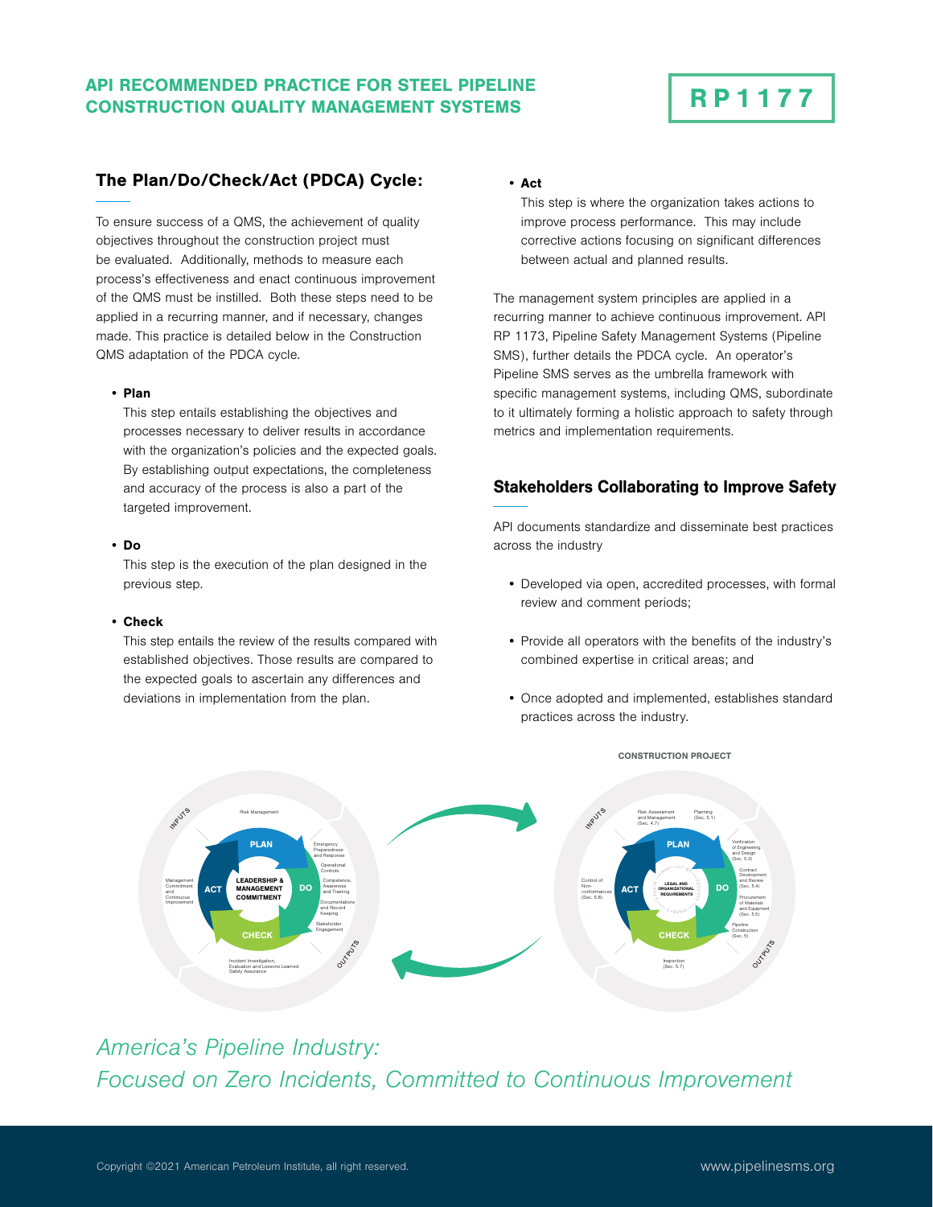## API RECOMMENDED PRACTICE FOR STEEL PIPELINE CONSTRUCTION QUALITY MANAGEMENT SYSTEMS

**RP1177**

### The Plan/Do/Check/Act (PDCA) Cycle:

To ensure success of a QMS, the achievement of quality objectives throughout the construction project must be evaluated. Additionally, methods to measure each process's effectiveness and enact continuous improvement of the QMS must be instilled. Both these steps need to be applied in a recurring manner, and if necessary, changes made. This practice is detailed below in the Construction QMS adaptation of the PDCA cycle.

- **Plan**
  This step entails establishing the objectives and processes necessary to deliver results in accordance with the organization's policies and the expected goals. By establishing output expectations, the completeness and accuracy of the process is also a part of the targeted improvement.

- **Do**
  This step is the execution of the plan designed in the previous step.

- **Check**
  This step entails the review of the results compared with established objectives. Those results are compared to the expected goals to ascertain any differences and deviations in implementation from the plan.

- **Act**
  This step is where the organization takes actions to improve process performance. This may include corrective actions focusing on significant differences between actual and planned results.

The management system principles are applied in a recurring manner to achieve continuous improvement. API RP 1173, Pipeline Safety Management Systems (Pipeline SMS), further details the PDCA cycle. An operator's Pipeline SMS serves as the umbrella framework with specific management systems, including QMS, subordinate to it ultimately forming a holistic approach to safety through metrics and implementation requirements.

### Stakeholders Collaborating to Improve Safety

API documents standardize and disseminate best practices across the industry

- Developed via open, accredited processes, with formal review and comment periods;
- Provide all operators with the benefits of the industry's combined expertise in critical areas; and
- Once adopted and implemented, establishes standard practices across the industry.

INPUTS
Risk Management
PLAN
Emergency Preparedness and Response
Operational Controls
Competence, Awareness and Training
Documentations and Record Keeping
Stakeholder Engagement
DO
LEADERSHIP & MANAGEMENT COMMITMENT
ACT
Management Commitment and Continuous Improvement
CHECK
Incident Investigation, Evaluation and Lessons Learned Safety Assurance
OUTPUTS

CONSTRUCTION PROJECT
INPUTS
Risk Assessment and Management (Sec. 4.7)
Planning (Sec. 5.1)
PLAN
Verification of Engineering and Design (Sec. 5.3)
Contract Development and Review (Sec. 5.4)
DO
Procurement of Materials and Equipment (Sec. 5.5)
Pipeline Construction (Sec. 5)
LEGAL AND ORGANIZATIONAL REQUIREMENTS
ACT
Control of Non-conformances (Sec. 5.8)
CHECK
Inspection (Sec. 5.7)
OUTPUTS

*America's Pipeline Industry:*
*Focused on Zero Incidents, Committed to Continuous Improvement*

Copyright ©2021 American Petroleum Institute, all right reserved.

www.pipelinesms.org